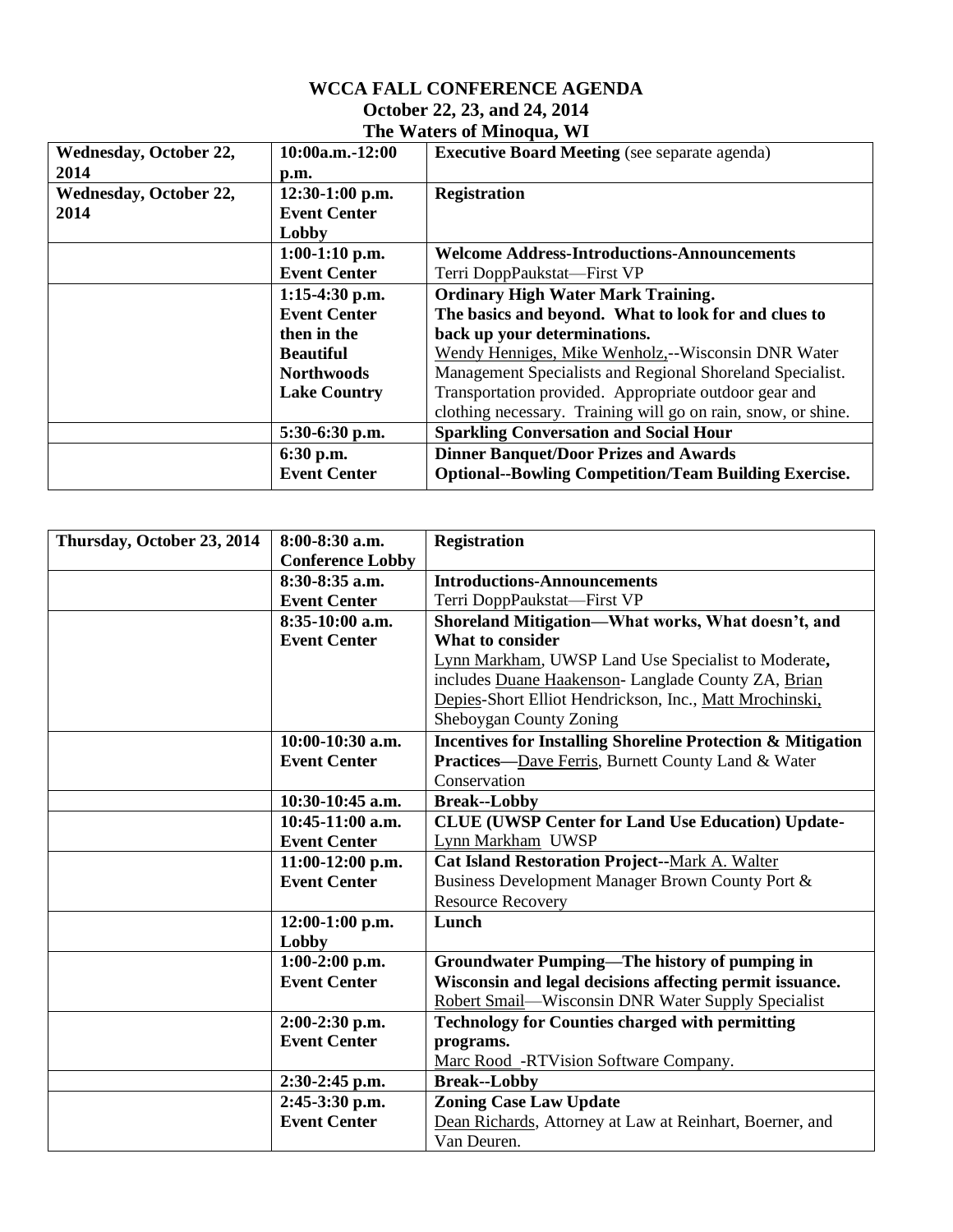# WCCA FALL CONFERENCE AGENDA
## October 22, 23, and 24, 2014
## The Waters of Minoqua, WI

| | | |
|---|---|---|
| **Wednesday, October 22, 2014** | **10:00a.m.-12:00 p.m.** | **Executive Board Meeting** (see separate agenda) |
| **Wednesday, October 22, 2014** | **12:30-1:00 p.m. Event Center Lobby** | **Registration** |
| | **1:00-1:10 p.m. Event Center** | **Welcome Address-Introductions-Announcements** Terri DoppPaukstat—First VP |
| | **1:15-4:30 p.m. Event Center then in the Beautiful Northwoods Lake Country** | **Ordinary High Water Mark Training. The basics and beyond. What to look for and clues to back up your determinations.** Wendy Henniges, Mike Wenholz,--Wisconsin DNR Water Management Specialists and Regional Shoreland Specialist. Transportation provided. Appropriate outdoor gear and clothing necessary. Training will go on rain, snow, or shine. |
| | **5:30-6:30 p.m.** | **Sparkling Conversation and Social Hour** |
| | **6:30 p.m. Event Center** | **Dinner Banquet/Door Prizes and Awards Optional--Bowling Competition/Team Building Exercise.** |

| | | |
|---|---|---|
| **Thursday, October 23, 2014** | **8:00-8:30 a.m. Conference Lobby** | **Registration** |
| | **8:30-8:35 a.m. Event Center** | **Introductions-Announcements** Terri DoppPaukstat—First VP |
| | **8:35-10:00 a.m. Event Center** | **Shoreland Mitigation—What works, What doesn't, and What to consider** Lynn Markham, UWSP Land Use Specialist to Moderate**,** includes Duane Haakenson- Langlade County ZA, Brian Depies-Short Elliot Hendrickson, Inc., Matt Mrochinski, Sheboygan County Zoning |
| | **10:00-10:30 a.m. Event Center** | **Incentives for Installing Shoreline Protection & Mitigation Practices—**Dave Ferris, Burnett County Land & Water Conservation |
| | **10:30-10:45 a.m.** | **Break--Lobby** |
| | **10:45-11:00 a.m. Event Center** | **CLUE (UWSP Center for Land Use Education) Update-** Lynn Markham UWSP |
| | **11:00-12:00 p.m. Event Center** | **Cat Island Restoration Project--**Mark A. Walter Business Development Manager Brown County Port & Resource Recovery |
| | **12:00-1:00 p.m. Lobby** | **Lunch** |
| | **1:00-2:00 p.m. Event Center** | **Groundwater Pumping—The history of pumping in Wisconsin and legal decisions affecting permit issuance.** Robert Smail—Wisconsin DNR Water Supply Specialist |
| | **2:00-2:30 p.m. Event Center** | **Technology for Counties charged with permitting programs.** Marc Rood -RTVision Software Company. |
| | **2:30-2:45 p.m.** | **Break--Lobby** |
| | **2:45-3:30 p.m. Event Center** | **Zoning Case Law Update** Dean Richards, Attorney at Law at Reinhart, Boerner, and Van Deuren. |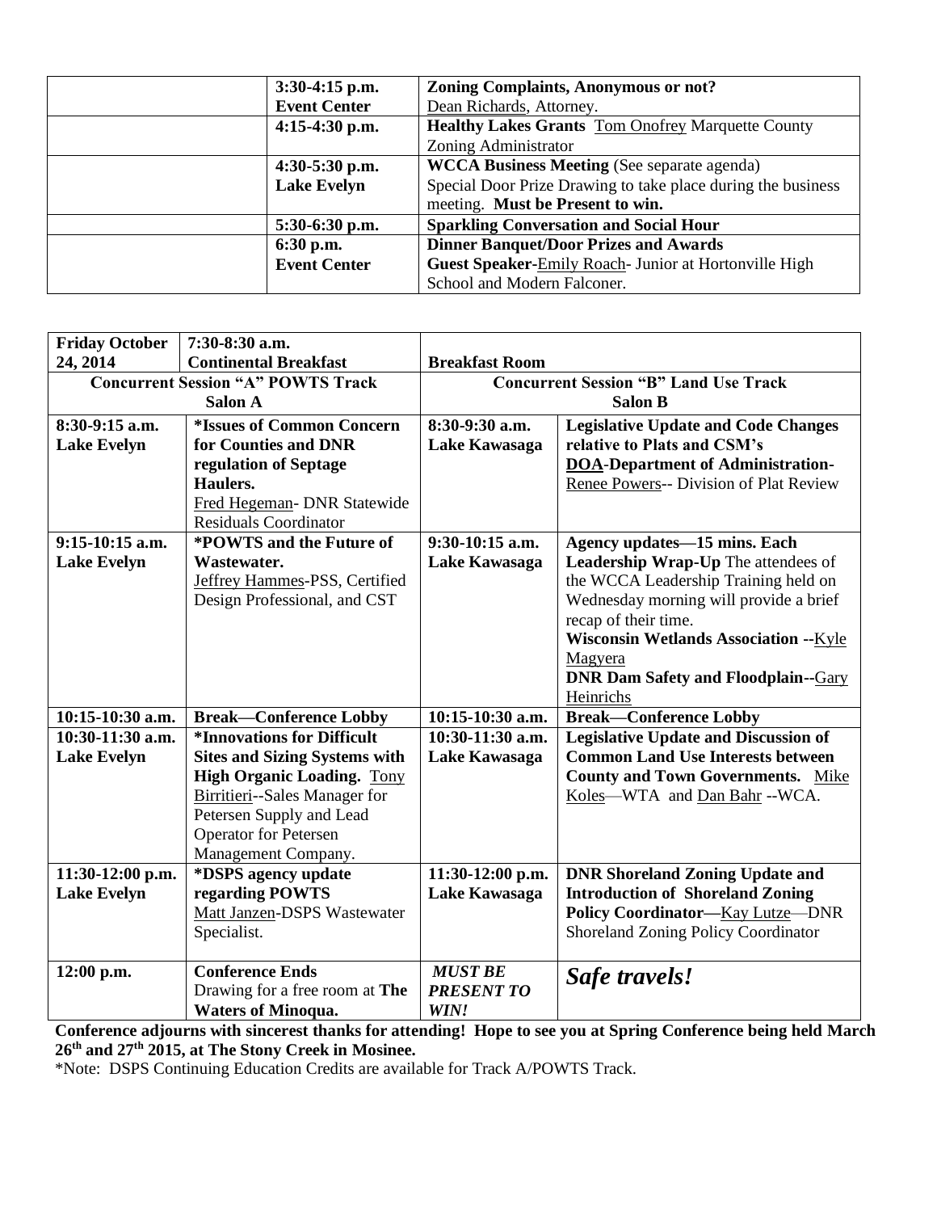| | | |
|---|---|---|
| | **3:30-4:15 p.m.** **Event Center** | **Zoning Complaints, Anonymous or not?** Dean Richards, Attorney. |
| | **4:15-4:30 p.m.** | **Healthy Lakes Grants** Tom Onofrey Marquette County Zoning Administrator |
| | **4:30-5:30 p.m.** **Lake Evelyn** | **WCCA Business Meeting** (See separate agenda) Special Door Prize Drawing to take place during the business meeting. **Must be Present to win.** |
| | **5:30-6:30 p.m.** | **Sparkling Conversation and Social Hour** |
| | **6:30 p.m.** **Event Center** | **Dinner Banquet/Door Prizes and Awards** **Guest Speaker-**Emily Roach- Junior at Hortonville High School and Modern Falconer. |

| | | | |
|---|---|---|---|
| **Friday October 24, 2014** | **7:30-8:30 a.m.** **Continental Breakfast** | **Breakfast Room** | |
| **Concurrent Session "A" POWTS Track Salon A** | | **Concurrent Session "B" Land Use Track Salon B** | |
| **8:30-9:15 a.m.** **Lake Evelyn** | **\*Issues of Common Concern for Counties and DNR regulation of Septage Haulers.** Fred Hegeman- DNR Statewide Residuals Coordinator | **8:30-9:30 a.m.** **Lake Kawasaga** | **Legislative Update and Code Changes relative to Plats and CSM's** **DOA-Department of Administration-** Renee Powers-- Division of Plat Review |
| **9:15-10:15 a.m.** **Lake Evelyn** | **\*POWTS and the Future of Wastewater.** Jeffrey Hammes-PSS, Certified Design Professional, and CST | **9:30-10:15 a.m.** **Lake Kawasaga** | **Agency updates—15 mins. Each** **Leadership Wrap-Up** The attendees of the WCCA Leadership Training held on Wednesday morning will provide a brief recap of their time. **Wisconsin Wetlands Association --**Kyle Magyera **DNR Dam Safety and Floodplain--**Gary Heinrichs |
| **10:15-10:30 a.m.** | **Break—Conference Lobby** | **10:15-10:30 a.m.** | **Break—Conference Lobby** |
| **10:30-11:30 a.m.** **Lake Evelyn** | **\*Innovations for Difficult Sites and Sizing Systems with High Organic Loading.** Tony Birritieri--Sales Manager for Petersen Supply and Lead Operator for Petersen Management Company. | **10:30-11:30 a.m.** **Lake Kawasaga** | **Legislative Update and Discussion of Common Land Use Interests between County and Town Governments.** Mike Koles—WTA and Dan Bahr --WCA. |
| **11:30-12:00 p.m.** **Lake Evelyn** | **\*DSPS agency update regarding POWTS** Matt Janzen-DSPS Wastewater Specialist. | **11:30-12:00 p.m.** **Lake Kawasaga** | **DNR Shoreland Zoning Update and Introduction of Shoreland Zoning Policy Coordinator—**Kay Lutze—DNR Shoreland Zoning Policy Coordinator |
| **12:00 p.m.** | **Conference Ends** Drawing for a free room at **The Waters of Minoqua.** | ***MUST BE PRESENT TO WIN!*** | ***Safe travels!*** |

**Conference adjourns with sincerest thanks for attending! Hope to see you at Spring Conference being held March 26th and 27th 2015, at The Stony Creek in Mosinee.**

*Note: DSPS Continuing Education Credits are available for Track A/POWTS Track.